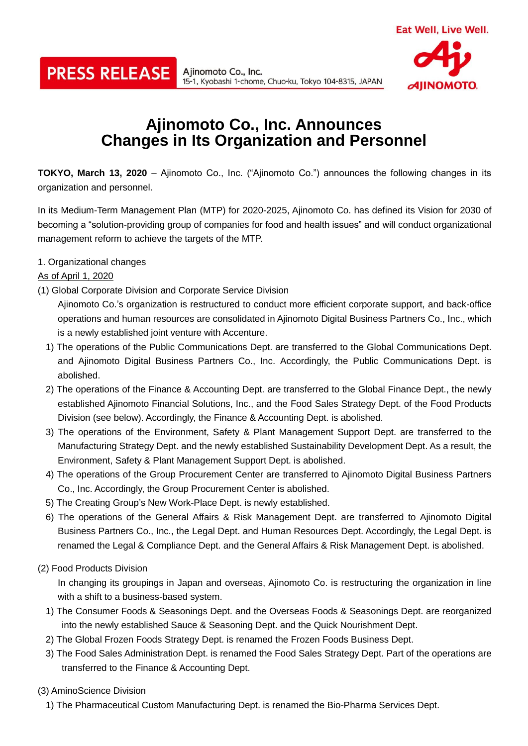PRESS RELEASE

Ajinomoto Co., Inc.
15-1, Kyobashi 1-chome, Chuo-ku, Tokyo 104-8315, JAPAN

Eat Well, Live Well.

AJINOMOTO.

# Ajinomoto Co., Inc. Announces Changes in Its Organization and Personnel

**TOKYO, March 13, 2020** – Ajinomoto Co., Inc. ("Ajinomoto Co.") announces the following changes in its organization and personnel.

In its Medium-Term Management Plan (MTP) for 2020-2025, Ajinomoto Co. has defined its Vision for 2030 of becoming a "solution-providing group of companies for food and health issues" and will conduct organizational management reform to achieve the targets of the MTP.

1. Organizational changes

As of April 1, 2020

(1) Global Corporate Division and Corporate Service Division

Ajinomoto Co.'s organization is restructured to conduct more efficient corporate support, and back-office operations and human resources are consolidated in Ajinomoto Digital Business Partners Co., Inc., which is a newly established joint venture with Accenture.

1) The operations of the Public Communications Dept. are transferred to the Global Communications Dept. and Ajinomoto Digital Business Partners Co., Inc. Accordingly, the Public Communications Dept. is abolished.

2) The operations of the Finance & Accounting Dept. are transferred to the Global Finance Dept., the newly established Ajinomoto Financial Solutions, Inc., and the Food Sales Strategy Dept. of the Food Products Division (see below). Accordingly, the Finance & Accounting Dept. is abolished.

3) The operations of the Environment, Safety & Plant Management Support Dept. are transferred to the Manufacturing Strategy Dept. and the newly established Sustainability Development Dept. As a result, the Environment, Safety & Plant Management Support Dept. is abolished.

4) The operations of the Group Procurement Center are transferred to Ajinomoto Digital Business Partners Co., Inc. Accordingly, the Group Procurement Center is abolished.

5) The Creating Group's New Work-Place Dept. is newly established.

6) The operations of the General Affairs & Risk Management Dept. are transferred to Ajinomoto Digital Business Partners Co., Inc., the Legal Dept. and Human Resources Dept. Accordingly, the Legal Dept. is renamed the Legal & Compliance Dept. and the General Affairs & Risk Management Dept. is abolished.

(2) Food Products Division

In changing its groupings in Japan and overseas, Ajinomoto Co. is restructuring the organization in line with a shift to a business-based system.

1) The Consumer Foods & Seasonings Dept. and the Overseas Foods & Seasonings Dept. are reorganized into the newly established Sauce & Seasoning Dept. and the Quick Nourishment Dept.

2) The Global Frozen Foods Strategy Dept. is renamed the Frozen Foods Business Dept.

3) The Food Sales Administration Dept. is renamed the Food Sales Strategy Dept. Part of the operations are transferred to the Finance & Accounting Dept.

(3) AminoScience Division

1) The Pharmaceutical Custom Manufacturing Dept. is renamed the Bio-Pharma Services Dept.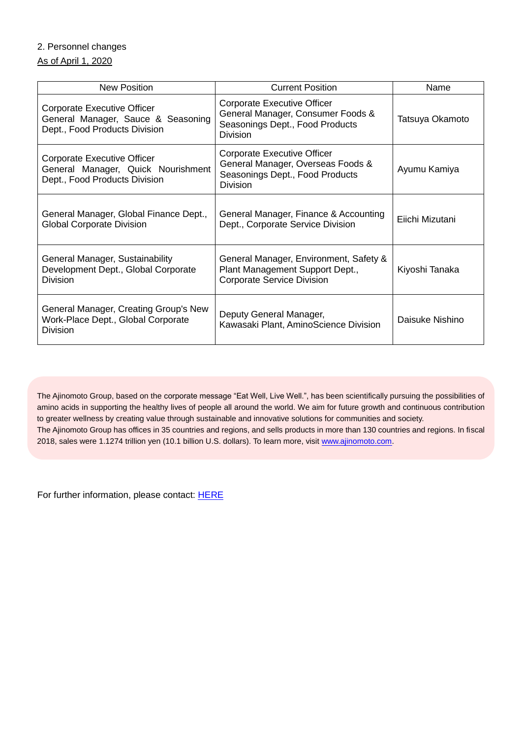2. Personnel changes

As of April 1, 2020

| New Position | Current Position | Name |
|---|---|---|
| Corporate Executive Officer<br>General Manager, Sauce & Seasoning Dept., Food Products Division | Corporate Executive Officer<br>General Manager, Consumer Foods & Seasonings Dept., Food Products Division | Tatsuya Okamoto |
| Corporate Executive Officer<br>General Manager, Quick Nourishment Dept., Food Products Division | Corporate Executive Officer<br>General Manager, Overseas Foods & Seasonings Dept., Food Products Division | Ayumu Kamiya |
| General Manager, Global Finance Dept., Global Corporate Division | General Manager, Finance & Accounting Dept., Corporate Service Division | Eiichi Mizutani |
| General Manager, Sustainability Development Dept., Global Corporate Division | General Manager, Environment, Safety & Plant Management Support Dept., Corporate Service Division | Kiyoshi Tanaka |
| General Manager, Creating Group's New Work-Place Dept., Global Corporate Division | Deputy General Manager,<br>Kawasaki Plant, AminoScience Division | Daisuke Nishino |

The Ajinomoto Group, based on the corporate message “Eat Well, Live Well.”, has been scientifically pursuing the possibilities of amino acids in supporting the healthy lives of people all around the world. We aim for future growth and continuous contribution to greater wellness by creating value through sustainable and innovative solutions for communities and society.
The Ajinomoto Group has offices in 35 countries and regions, and sells products in more than 130 countries and regions. In fiscal 2018, sales were 1.1274 trillion yen (10.1 billion U.S. dollars). To learn more, visit www.ajinomoto.com.

For further information, please contact: HERE